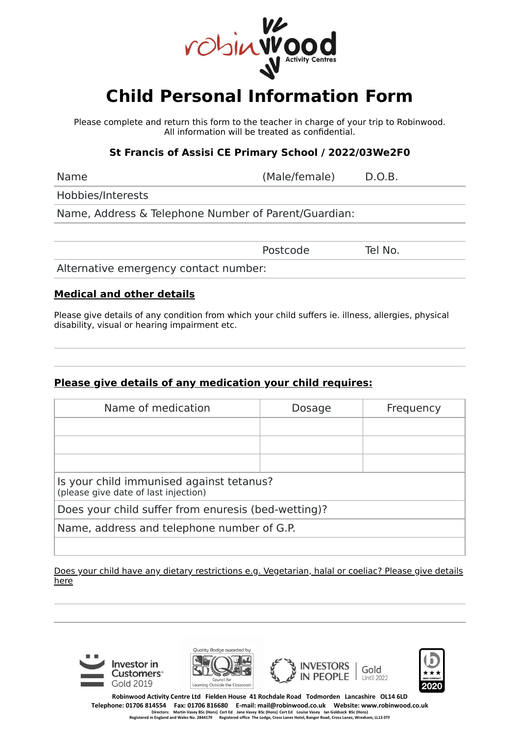# Child Personal Information Form

Please complete and return this form to the teacher in charge of your trip to Robinwood.
All information will be treated as confidential.

**St Francis of Assisi CE Primary School / 2022/03We2F0**

Name (Male/female) D.O.B.

Hobbies/Interests

Name, Address & Telephone Number of Parent/Guardian:

Postcode Tel No.

Alternative emergency contact number:

**Medical and other details**

Please give details of any condition from which your child suffers ie. illness, allergies, physical disability, visual or hearing impairment etc.

**Please give details of any medication your child requires:**

| Name of medication | Dosage | Frequency |
|---|---|---|
| | | |
| | | |
| | | |
| Is your child immunised against tetanus? (please give date of last injection) | | |
| Does your child suffer from enuresis (bed-wetting)? | | |
| Name, address and telephone number of G.P. | | |
| | | |

Does your child have any dietary restrictions e.g. Vegetarian, halal or coeliac? Please give details here

Investor in Customers Gold 2019

Quality Badge awarded by Council for Learning Outside the Classroom

INVESTORS IN PEOPLE Gold Until 2022

2020

**Robinwood Activity Centre Ltd Fielden House 41 Rochdale Road Todmorden Lancashire OL14 6LD**
**Telephone: 01706 814554 Fax: 01706 816680 E-mail: mail@robinwood.co.uk Website: www.robinwood.co.uk**
Directors: Martin Vasey BSc (Hons) Cert Ed Jane Vasey BSc (Hons) Cert Ed Louise Vasey Ian Goldsack BSc (Hons)
Registered in England and Wales No. 2844179 Registered office The Lodge, Cross Lanes Hotel, Bangor Road, Cross Lanes, Wrexham, LL13 0TF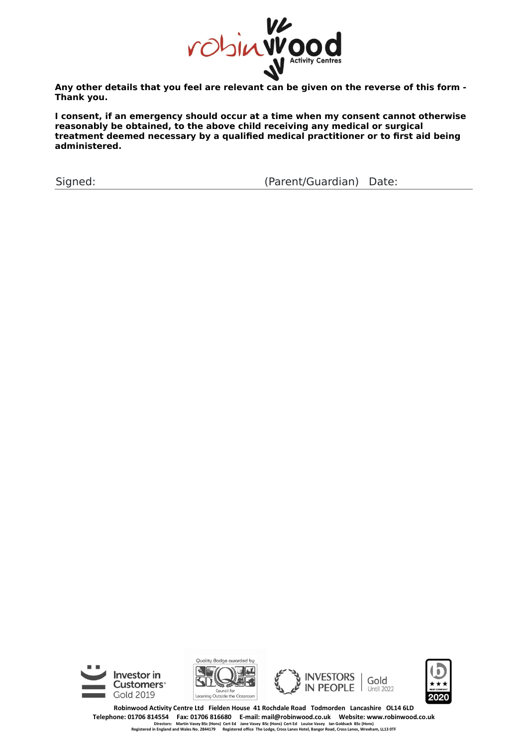**Any other details that you feel are relevant can be given on the reverse of this form - Thank you.**

**I consent, if an emergency should occur at a time when my consent cannot otherwise reasonably be obtained, to the above child receiving any medical or surgical treatment deemed necessary by a qualified medical practitioner or to first aid being administered.**

Signed: (Parent/Guardian) Date: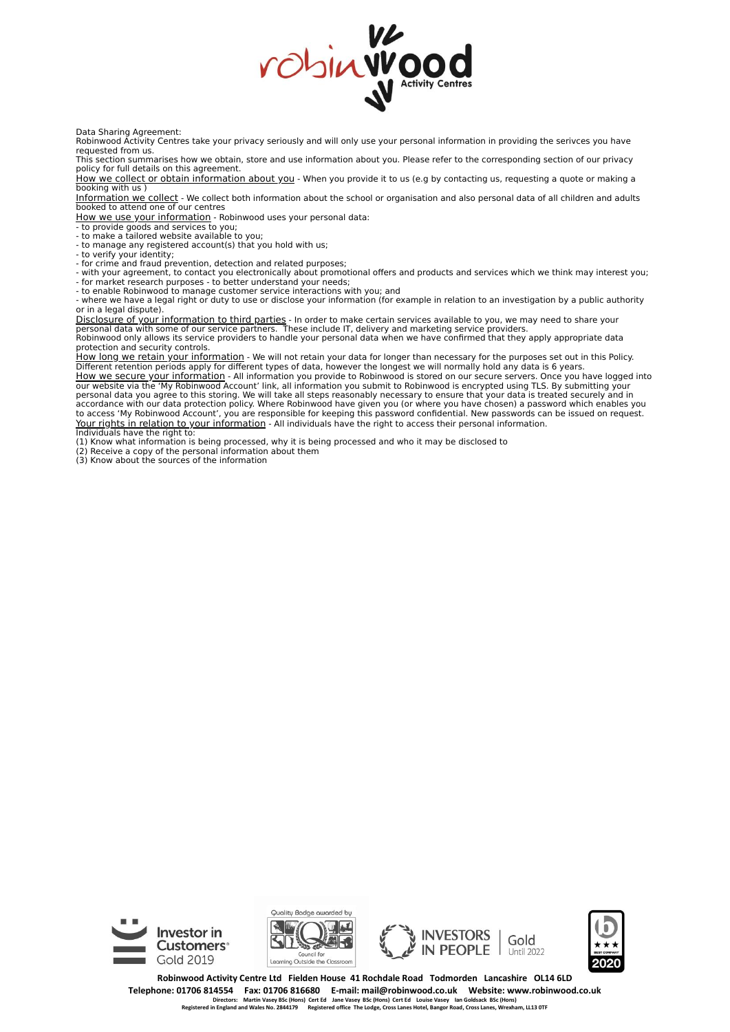Data Sharing Agreement:

Robinwood Activity Centres take your privacy seriously and will only use your personal information in providing the serivces you have requested from us.

This section summarises how we obtain, store and use information about you. Please refer to the corresponding section of our privacy policy for full details on this agreement.

How we collect or obtain information about you - When you provide it to us (e.g by contacting us, requesting a quote or making a booking with us )

Information we collect - We collect both information about the school or organisation and also personal data of all children and adults booked to attend one of our centres

How we use your information - Robinwood uses your personal data:

- to provide goods and services to you;
- to make a tailored website available to you;
- to manage any registered account(s) that you hold with us;
- to verify your identity;
- for crime and fraud prevention, detection and related purposes;
- with your agreement, to contact you electronically about promotional offers and products and services which we think may interest you;
- for market research purposes - to better understand your needs;
- to enable Robinwood to manage customer service interactions with you; and
- where we have a legal right or duty to use or disclose your information (for example in relation to an investigation by a public authority or in a legal dispute).

Disclosure of your information to third parties - In order to make certain services available to you, we may need to share your personal data with some of our service partners. These include IT, delivery and marketing service providers.

Robinwood only allows its service providers to handle your personal data when we have confirmed that they apply appropriate data protection and security controls.

How long we retain your information - We will not retain your data for longer than necessary for the purposes set out in this Policy. Different retention periods apply for different types of data, however the longest we will normally hold any data is 6 years.

How we secure your information - All information you provide to Robinwood is stored on our secure servers. Once you have logged into our website via the 'My Robinwood Account' link, all information you submit to Robinwood is encrypted using TLS. By submitting your personal data you agree to this storing. We will take all steps reasonably necessary to ensure that your data is treated securely and in accordance with our data protection policy. Where Robinwood have given you (or where you have chosen) a password which enables you to access 'My Robinwood Account', you are responsible for keeping this password confidential. New passwords can be issued on request.

Your rights in relation to your information - All individuals have the right to access their personal information.

Individuals have the right to:

(1) Know what information is being processed, why it is being processed and who it may be disclosed to

(2) Receive a copy of the personal information about them

(3) Know about the sources of the information

Robinwood Activity Centre Ltd Fielden House 41 Rochdale Road Todmorden Lancashire OL14 6LD

Telephone: 01706 814554 Fax: 01706 816680 E-mail: mail@robinwood.co.uk Website: www.robinwood.co.uk

Directors: Martin Vasey BSc (Hons) Cert Ed Jane Vasey BSc (Hons) Cert Ed Louise Vasey Ian Goldsack BSc (Hons)

Registered in England and Wales No. 2844179 Registered office The Lodge, Cross Lanes Hotel, Bangor Road, Cross Lanes, Wrexham, LL13 0TF